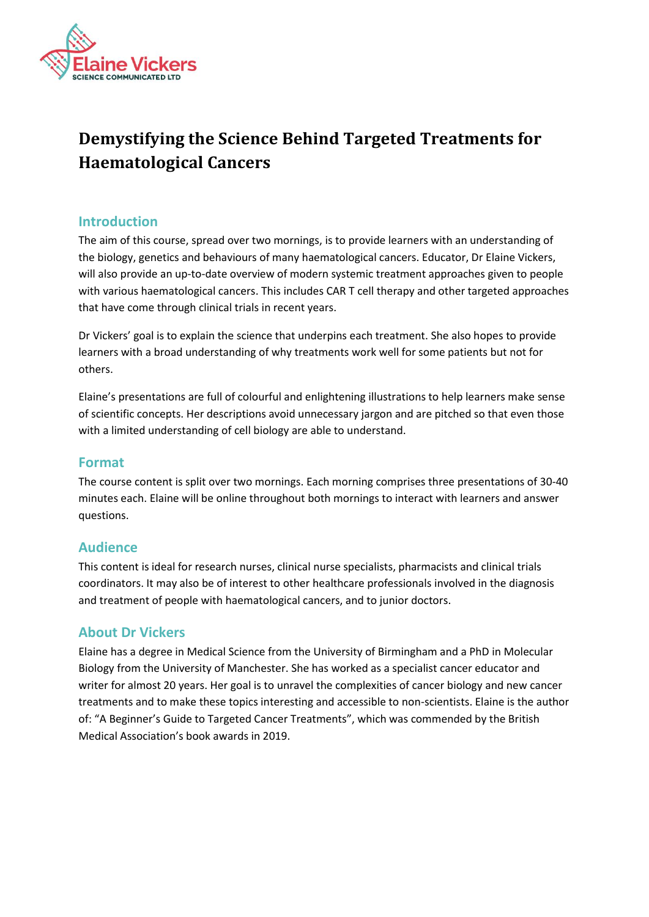Elaine Vickers
SCIENCE COMMUNICATED LTD

# Demystifying the Science Behind Targeted Treatments for Haematological Cancers

## Introduction

The aim of this course, spread over two mornings, is to provide learners with an understanding of the biology, genetics and behaviours of many haematological cancers. Educator, Dr Elaine Vickers, will also provide an up-to-date overview of modern systemic treatment approaches given to people with various haematological cancers. This includes CAR T cell therapy and other targeted approaches that have come through clinical trials in recent years.

Dr Vickers' goal is to explain the science that underpins each treatment. She also hopes to provide learners with a broad understanding of why treatments work well for some patients but not for others.

Elaine's presentations are full of colourful and enlightening illustrations to help learners make sense of scientific concepts. Her descriptions avoid unnecessary jargon and are pitched so that even those with a limited understanding of cell biology are able to understand.

## Format

The course content is split over two mornings. Each morning comprises three presentations of 30-40 minutes each. Elaine will be online throughout both mornings to interact with learners and answer questions.

## Audience

This content is ideal for research nurses, clinical nurse specialists, pharmacists and clinical trials coordinators. It may also be of interest to other healthcare professionals involved in the diagnosis and treatment of people with haematological cancers, and to junior doctors.

## About Dr Vickers

Elaine has a degree in Medical Science from the University of Birmingham and a PhD in Molecular Biology from the University of Manchester. She has worked as a specialist cancer educator and writer for almost 20 years. Her goal is to unravel the complexities of cancer biology and new cancer treatments and to make these topics interesting and accessible to non-scientists. Elaine is the author of: "A Beginner's Guide to Targeted Cancer Treatments", which was commended by the British Medical Association's book awards in 2019.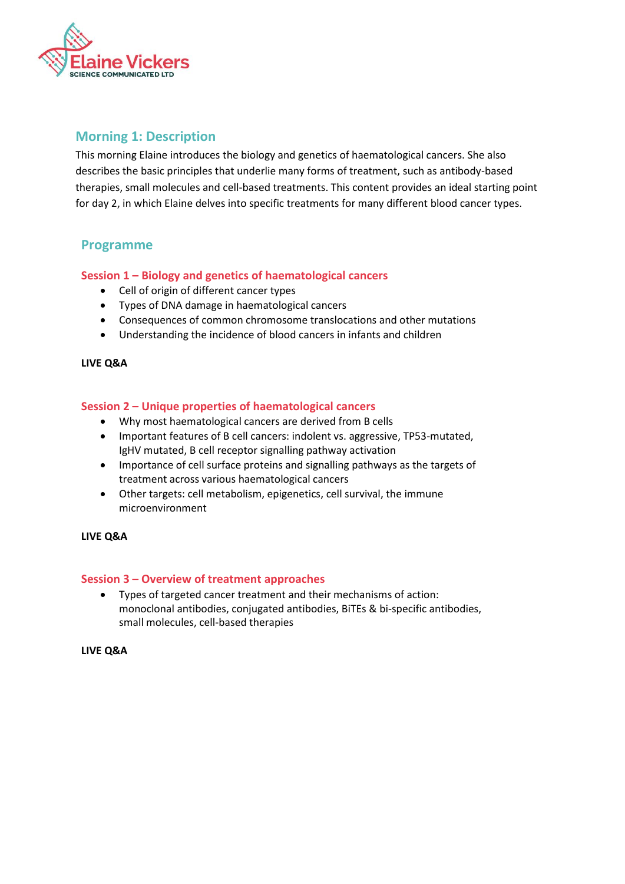## Morning 1: Description

This morning Elaine introduces the biology and genetics of haematological cancers. She also describes the basic principles that underlie many forms of treatment, such as antibody-based therapies, small molecules and cell-based treatments. This content provides an ideal starting point for day 2, in which Elaine delves into specific treatments for many different blood cancer types.

## Programme

### Session 1 – Biology and genetics of haematological cancers

- Cell of origin of different cancer types
- Types of DNA damage in haematological cancers
- Consequences of common chromosome translocations and other mutations
- Understanding the incidence of blood cancers in infants and children

**LIVE Q&A**

### Session 2 – Unique properties of haematological cancers

- Why most haematological cancers are derived from B cells
- Important features of B cell cancers: indolent vs. aggressive, TP53-mutated, IgHV mutated, B cell receptor signalling pathway activation
- Importance of cell surface proteins and signalling pathways as the targets of treatment across various haematological cancers
- Other targets: cell metabolism, epigenetics, cell survival, the immune microenvironment

**LIVE Q&A**

### Session 3 – Overview of treatment approaches

- Types of targeted cancer treatment and their mechanisms of action: monoclonal antibodies, conjugated antibodies, BiTEs & bi-specific antibodies, small molecules, cell-based therapies

**LIVE Q&A**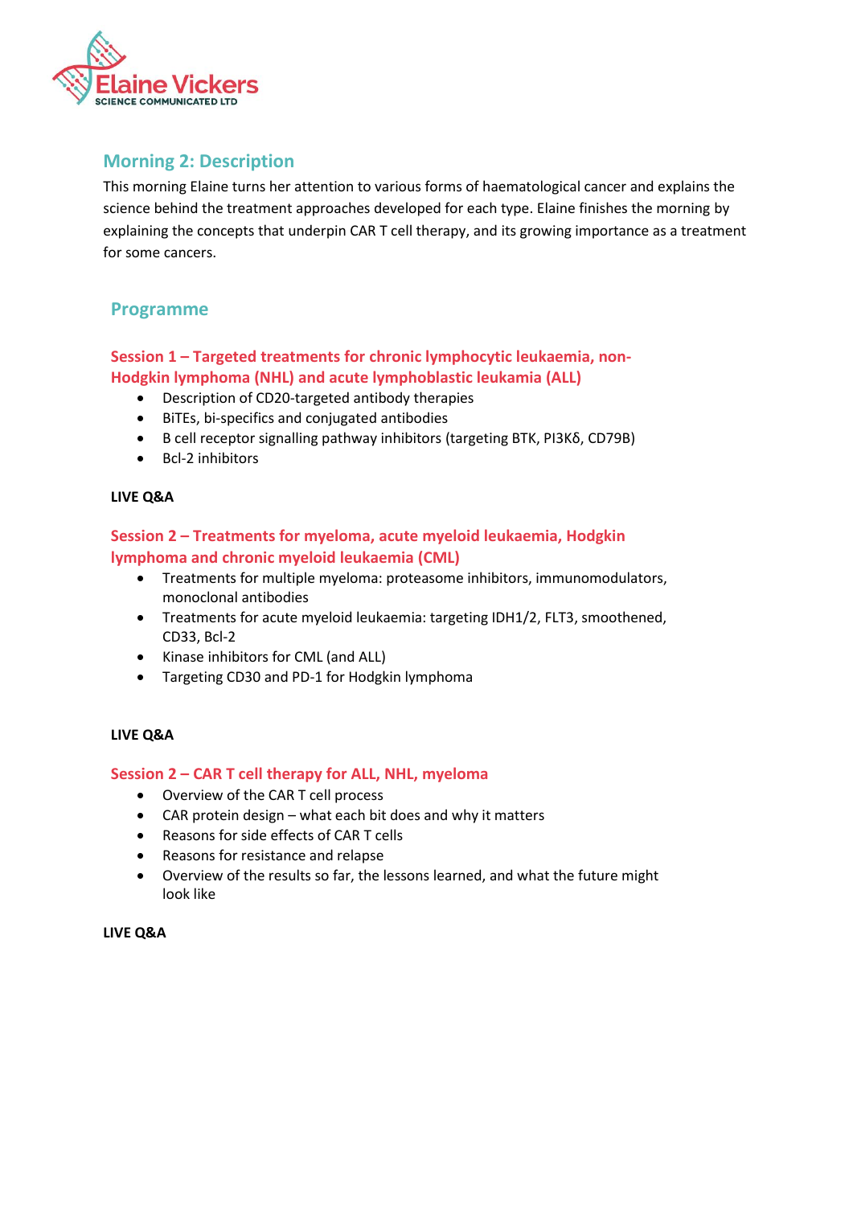## Morning 2: Description

This morning Elaine turns her attention to various forms of haematological cancer and explains the science behind the treatment approaches developed for each type. Elaine finishes the morning by explaining the concepts that underpin CAR T cell therapy, and its growing importance as a treatment for some cancers.

## Programme

### Session 1 – Targeted treatments for chronic lymphocytic leukaemia, non-Hodgkin lymphoma (NHL) and acute lymphoblastic leukamia (ALL)

- Description of CD20-targeted antibody therapies
- BiTEs, bi-specifics and conjugated antibodies
- B cell receptor signalling pathway inhibitors (targeting BTK, PI3Kδ, CD79B)
- Bcl-2 inhibitors

**LIVE Q&A**

### Session 2 – Treatments for myeloma, acute myeloid leukaemia, Hodgkin lymphoma and chronic myeloid leukaemia (CML)

- Treatments for multiple myeloma: proteasome inhibitors, immunomodulators, monoclonal antibodies
- Treatments for acute myeloid leukaemia: targeting IDH1/2, FLT3, smoothened, CD33, Bcl-2
- Kinase inhibitors for CML (and ALL)
- Targeting CD30 and PD-1 for Hodgkin lymphoma

**LIVE Q&A**

### Session 2 – CAR T cell therapy for ALL, NHL, myeloma

- Overview of the CAR T cell process
- CAR protein design – what each bit does and why it matters
- Reasons for side effects of CAR T cells
- Reasons for resistance and relapse
- Overview of the results so far, the lessons learned, and what the future might look like

**LIVE Q&A**